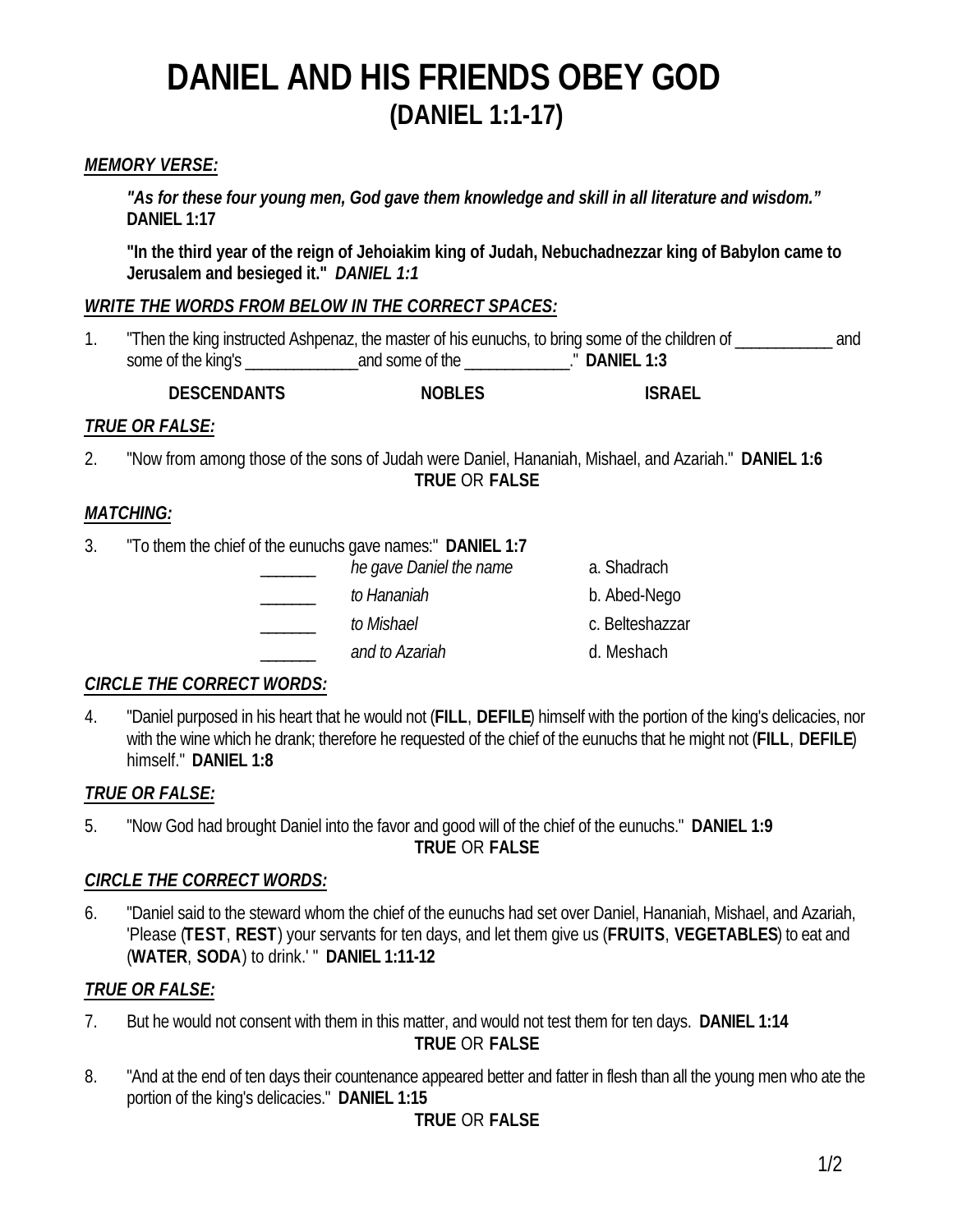# DANIEL AND HIS FRIENDS OBEY GOD
## (DANIEL 1:1-17)

***MEMORY VERSE:***

***"As for these four young men, God gave them knowledge and skill in all literature and wisdom."*** **DANIEL 1:17**

**"In the third year of the reign of Jehoiakim king of Judah, Nebuchadnezzar king of Babylon came to Jerusalem and besieged it."** ***DANIEL 1:1***

***WRITE THE WORDS FROM BELOW IN THE CORRECT SPACES:***

1. "Then the king instructed Ashpenaz, the master of his eunuchs, to bring some of the children of ____________ and some of the king's ______________ and some of the _____________." **DANIEL 1:3**

   **DESCENDANTS** **NOBLES** **ISRAEL**

***TRUE OR FALSE:***

2. "Now from among those of the sons of Judah were Daniel, Hananiah, Mishael, and Azariah." **DANIEL 1:6**

   **TRUE** OR **FALSE**

***MATCHING:***

3. "To them the chief of the eunuchs gave names:" **DANIEL 1:7**

| | | |
|---|---|---|
| _______ | *he gave Daniel the name* | a. Shadrach |
| _______ | *to Hananiah* | b. Abed-Nego |
| _______ | *to Mishael* | c. Belteshazzar |
| _______ | *and to Azariah* | d. Meshach |

***CIRCLE THE CORRECT WORDS:***

4. "Daniel purposed in his heart that he would not (**FILL**, **DEFILE**) himself with the portion of the king's delicacies, nor with the wine which he drank; therefore he requested of the chief of the eunuchs that he might not (**FILL**, **DEFILE**) himself." **DANIEL 1:8**

***TRUE OR FALSE:***

5. "Now God had brought Daniel into the favor and good will of the chief of the eunuchs." **DANIEL 1:9**

   **TRUE** OR **FALSE**

***CIRCLE THE CORRECT WORDS:***

6. "Daniel said to the steward whom the chief of the eunuchs had set over Daniel, Hananiah, Mishael, and Azariah, 'Please (**TEST**, **REST**) your servants for ten days, and let them give us (**FRUITS**, **VEGETABLES**) to eat and (**WATER**, **SODA**) to drink.' " **DANIEL 1:11-12**

***TRUE OR FALSE:***

7. But he would not consent with them in this matter, and would not test them for ten days. **DANIEL 1:14**

   **TRUE** OR **FALSE**

8. "And at the end of ten days their countenance appeared better and fatter in flesh than all the young men who ate the portion of the king's delicacies." **DANIEL 1:15**

   **TRUE** OR **FALSE**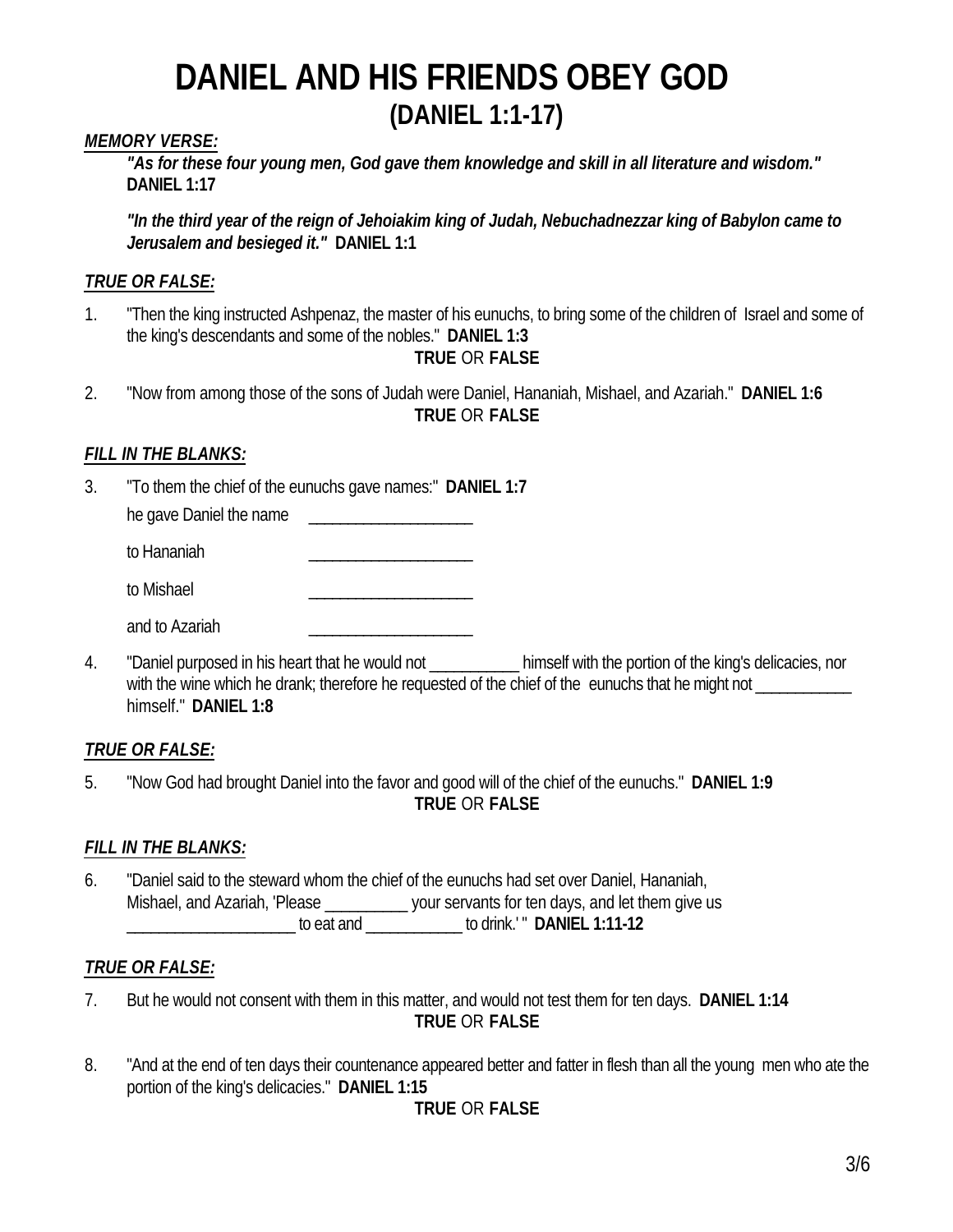# DANIEL AND HIS FRIENDS OBEY GOD

## (DANIEL 1:1-17)

***MEMORY VERSE:***

> ***"As for these four young men, God gave them knowledge and skill in all literature and wisdom."*** **DANIEL 1:17**
>
> ***"In the third year of the reign of Jehoiakim king of Judah, Nebuchadnezzar king of Babylon came to Jerusalem and besieged it."*** **DANIEL 1:1**

***TRUE OR FALSE:***

1. "Then the king instructed Ashpenaz, the master of his eunuchs, to bring some of the children of Israel and some of the king's descendants and some of the nobles." **DANIEL 1:3**

   **TRUE** OR **FALSE**

2. "Now from among those of the sons of Judah were Daniel, Hananiah, Mishael, and Azariah." **DANIEL 1:6**

   **TRUE** OR **FALSE**

***FILL IN THE BLANKS:***

3. "To them the chief of the eunuchs gave names:" **DANIEL 1:7**

   he gave Daniel the name ____________________

   to Hananiah ____________________

   to Mishael ____________________

   and to Azariah ____________________

4. "Daniel purposed in his heart that he would not ___________ himself with the portion of the king's delicacies, nor with the wine which he drank; therefore he requested of the chief of the eunuchs that he might not ___________ himself." **DANIEL 1:8**

***TRUE OR FALSE:***

5. "Now God had brought Daniel into the favor and good will of the chief of the eunuchs." **DANIEL 1:9**

   **TRUE** OR **FALSE**

***FILL IN THE BLANKS:***

6. "Daniel said to the steward whom the chief of the eunuchs had set over Daniel, Hananiah, Mishael, and Azariah, 'Please __________ your servants for ten days, and let them give us ____________________ to eat and ____________ to drink.' " **DANIEL 1:11-12**

***TRUE OR FALSE:***

7. But he would not consent with them in this matter, and would not test them for ten days. **DANIEL 1:14**

   **TRUE** OR **FALSE**

8. "And at the end of ten days their countenance appeared better and fatter in flesh than all the young men who ate the portion of the king's delicacies." **DANIEL 1:15**

   **TRUE** OR **FALSE**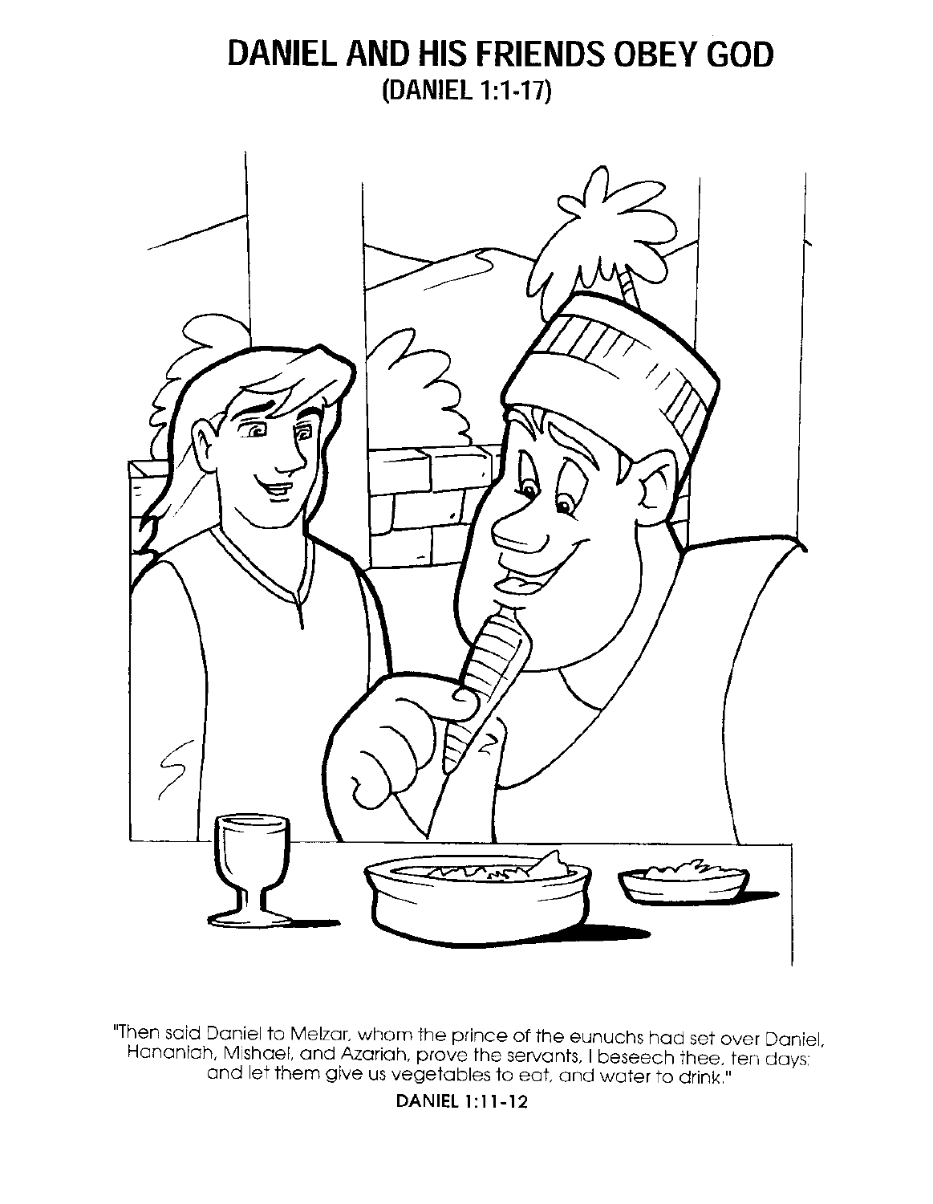# DANIEL AND HIS FRIENDS OBEY GOD

(DANIEL 1:1-17)

"Then said Daniel to Melzar, whom the prince of the eunuchs had set over Daniel, Hananiah, Mishael, and Azariah, prove the servants, I beseech thee, ten days; and let them give us vegetables to eat, and water to drink."

**DANIEL 1:11-12**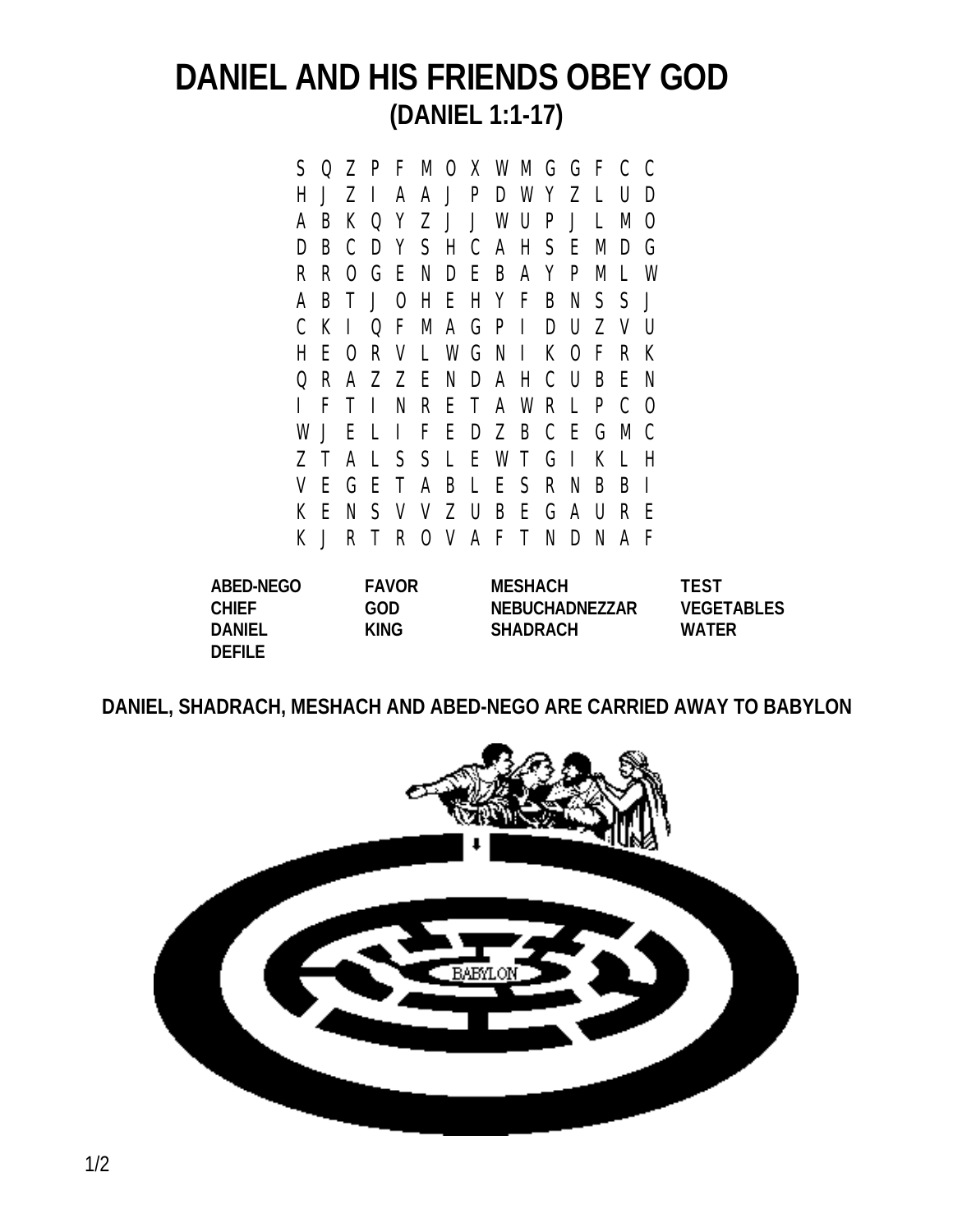# DANIEL AND HIS FRIENDS OBEY GOD

## (DANIEL 1:1-17)

```
S Q Z P F M O X W M G G F C C
H J Z I A A J P D W Y Z L U D
A B K Q Y Z J J W U P J L M O
D B C D Y S H C A H S E M D G
R R O G E N D E B A Y P M L W
A B T J O H E H Y F B N S S J
C K I Q F M A G P I D U Z V U
H E O R V L W G N I K O F R K
Q R A Z Z E N D A H C U B E N
I F T I N R E T A W R L P C O
W J E L I F E D Z B C E G M C
Z T A L S S L E W T G I K L H
V E G E T A B L E S R N B B I
K E N S V V Z U B E G A U R E
K J R T R O V A F T N D N A F
```

| | | | |
|---|---|---|---|
| **ABED-NEGO** | **FAVOR** | **MESHACH** | **TEST** |
| **CHIEF** | **GOD** | **NEBUCHADNEZZAR** | **VEGETABLES** |
| **DANIEL** | **KING** | **SHADRACH** | **WATER** |
| **DEFILE** | | | |

**DANIEL, SHADRACH, MESHACH AND ABED-NEGO ARE CARRIED AWAY TO BABYLON**

BABYLON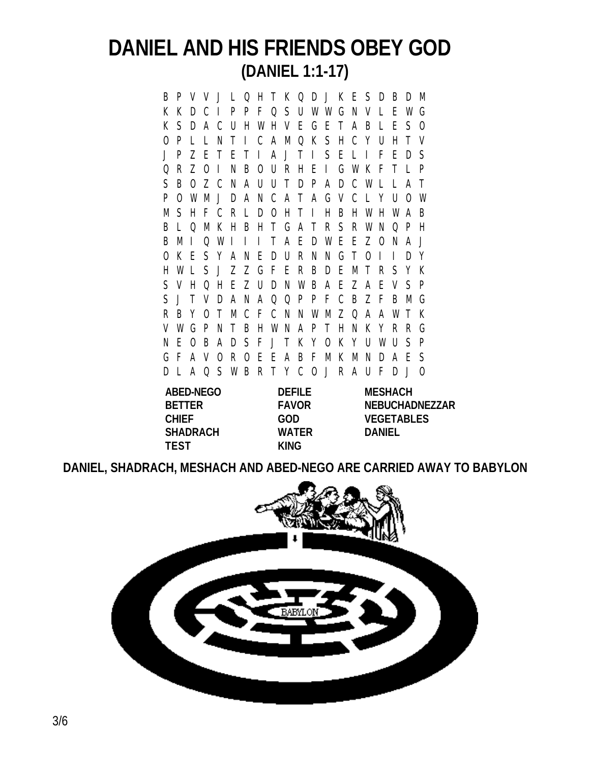# DANIEL AND HIS FRIENDS OBEY GOD

## (DANIEL 1:1-17)

```
B P V V J L Q H T K Q D J K E S D B D M
K K D C I P P F Q S U W W G N V L E W G
K S D A C U H W H V E G E T A B L E S O
O P L L N T I C A M Q K S H C Y U H T V
J P Z E T E T I A J T I S E L I F E D S
Q R Z O I N B O U R H E I G W K F T L P
S B O Z C N A U U T D P A D C W L L A T
P O W M J D A N C A T A G V C L Y U O W
M S H F C R L D O H T I H B H W H W A B
B L Q M K H B H T G A T R S R W N Q P H
B M I Q W I I I T A E D W E E Z O N A J
O K E S Y A N E D U R N N G T O I I D Y
H W L S J Z Z G F E R B D E M T R S Y K
S V H Q H E Z U D N W B A E Z A E V S P
S J T V D A N A Q Q P P F C B Z F B M G
R B Y O T M C F C N N W M Z Q A A W T K
V W G P N T B H W N A P T H N K Y R R G
N E O B A D S F J T K Y O K Y U W U S P
G F A V O R O E E A B F M K M N D A E S
D L A Q S W B R T Y C O J R A U F D J O
```

| | | |
|---|---|---|
| **ABED-NEGO** | **DEFILE** | **MESHACH** |
| **BETTER** | **FAVOR** | **NEBUCHADNEZZAR** |
| **CHIEF** | **GOD** | **VEGETABLES** |
| **SHADRACH** | **WATER** | **DANIEL** |
| **TEST** | **KING** | |

**DANIEL, SHADRACH, MESHACH AND ABED-NEGO ARE CARRIED AWAY TO BABYLON**

BABYLON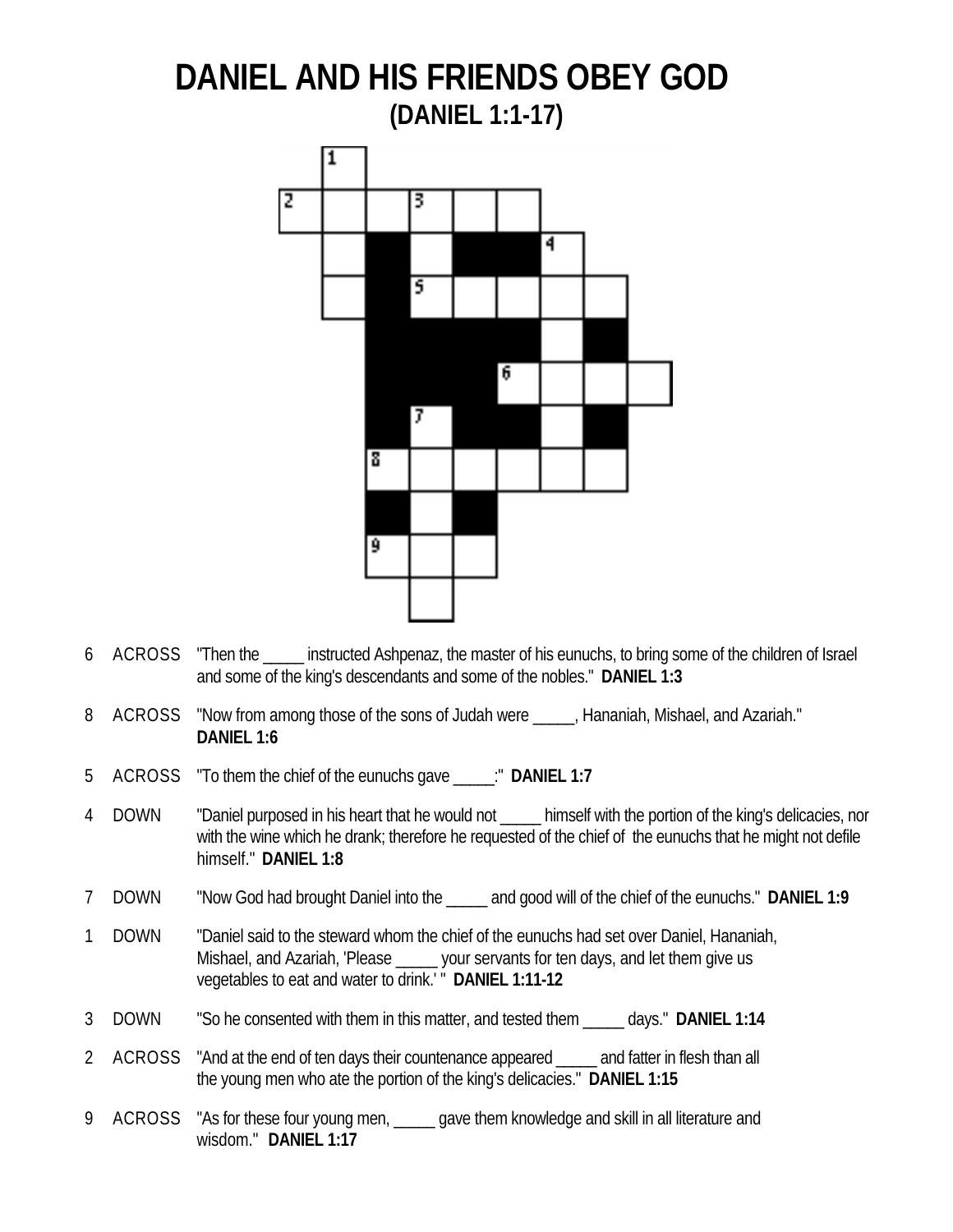# DANIEL AND HIS FRIENDS OBEY GOD

## (DANIEL 1:1-17)

6 ACROSS "Then the _____ instructed Ashpenaz, the master of his eunuchs, to bring some of the children of Israel and some of the king's descendants and some of the nobles." **DANIEL 1:3**

8 ACROSS "Now from among those of the sons of Judah were _____, Hananiah, Mishael, and Azariah." **DANIEL 1:6**

5 ACROSS "To them the chief of the eunuchs gave _____:" **DANIEL 1:7**

4 DOWN "Daniel purposed in his heart that he would not _____ himself with the portion of the king's delicacies, nor with the wine which he drank; therefore he requested of the chief of the eunuchs that he might not defile himself." **DANIEL 1:8**

7 DOWN "Now God had brought Daniel into the _____ and good will of the chief of the eunuchs." **DANIEL 1:9**

1 DOWN "Daniel said to the steward whom the chief of the eunuchs had set over Daniel, Hananiah, Mishael, and Azariah, 'Please _____ your servants for ten days, and let them give us vegetables to eat and water to drink.' " **DANIEL 1:11-12**

3 DOWN "So he consented with them in this matter, and tested them _____ days." **DANIEL 1:14**

2 ACROSS "And at the end of ten days their countenance appeared _____ and fatter in flesh than all the young men who ate the portion of the king's delicacies." **DANIEL 1:15**

9 ACROSS "As for these four young men, _____ gave them knowledge and skill in all literature and wisdom." **DANIEL 1:17**